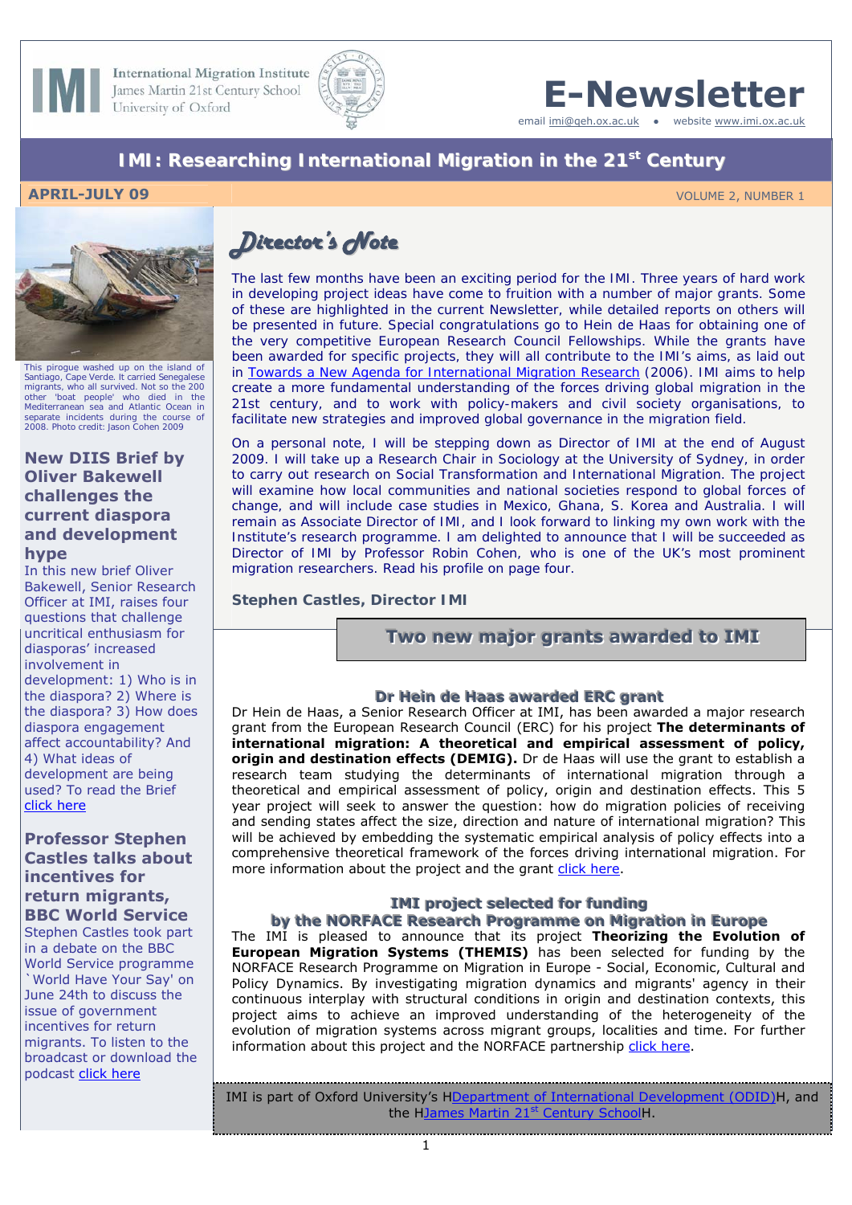International Migration Institute
James Martin 21st Century School
University of Oxford

# E-Newsletter

email imi@qeh.ox.ac.uk • website www.imi.ox.ac.uk

## IMI: Researching International Migration in the 21st Century

**APRIL-JULY 09** VOLUME 2, NUMBER 1

This pirogue washed up on the island of Santiago, Cape Verde. It carried Senegalese migrants, who all survived. Not so the 200 other 'boat people' who died in the Mediterranean sea and Atlantic Ocean in separate incidents during the course of 2008. Photo credit: Jason Cohen 2009

### New DIIS Brief by Oliver Bakewell challenges the current diaspora and development hype

In this new brief Oliver Bakewell, Senior Research Officer at IMI, raises four questions that challenge uncritical enthusiasm for diasporas' increased involvement in development: 1) Who is in the diaspora? 2) Where is the diaspora? 3) How does diaspora engagement affect accountability? And 4) What ideas of development are being used? To read the Brief click here

### Professor Stephen Castles talks about incentives for return migrants, BBC World Service

Stephen Castles took part in a debate on the BBC World Service programme `World Have Your Say' on June 24th to discuss the issue of government incentives for return migrants. To listen to the broadcast or download the podcast click here

## *Director's Note*

The last few months have been an exciting period for the IMI. Three years of hard work in developing project ideas have come to fruition with a number of major grants. Some of these are highlighted in the current Newsletter, while detailed reports on others will be presented in future. Special congratulations go to Hein de Haas for obtaining one of the very competitive European Research Council Fellowships. While the grants have been awarded for specific projects, they will all contribute to the IMI's aims, as laid out in Towards a New Agenda for International Migration Research (2006). IMI aims to help create a more fundamental understanding of the forces driving global migration in the 21st century, and to work with policy-makers and civil society organisations, to facilitate new strategies and improved global governance in the migration field.

On a personal note, I will be stepping down as Director of IMI at the end of August 2009. I will take up a Research Chair in Sociology at the University of Sydney, in order to carry out research on Social Transformation and International Migration. The project will examine how local communities and national societies respond to global forces of change, and will include case studies in Mexico, Ghana, S. Korea and Australia. I will remain as Associate Director of IMI, and I look forward to linking my own work with the Institute's research programme. I am delighted to announce that I will be succeeded as Director of IMI by Professor Robin Cohen, who is one of the UK's most prominent migration researchers. Read his profile on page four.

**Stephen Castles, Director IMI**

## Two new major grants awarded to IMI

### Dr Hein de Haas awarded ERC grant

Dr Hein de Haas, a Senior Research Officer at IMI, has been awarded a major research grant from the European Research Council (ERC) for his project **The determinants of international migration: A theoretical and empirical assessment of policy, origin and destination effects (DEMIG).** Dr de Haas will use the grant to establish a research team studying the determinants of international migration through a theoretical and empirical assessment of policy, origin and destination effects. This 5 year project will seek to answer the question: how do migration policies of receiving and sending states affect the size, direction and nature of international migration? This will be achieved by embedding the systematic empirical analysis of policy effects into a comprehensive theoretical framework of the forces driving international migration. For more information about the project and the grant click here.

### IMI project selected for funding by the NORFACE Research Programme on Migration in Europe

The IMI is pleased to announce that its project **Theorizing the Evolution of European Migration Systems (THEMIS)** has been selected for funding by the NORFACE Research Programme on Migration in Europe - Social, Economic, Cultural and Policy Dynamics. By investigating migration dynamics and migrants' agency in their continuous interplay with structural conditions in origin and destination contexts, this project aims to achieve an improved understanding of the heterogeneity of the evolution of migration systems across migrant groups, localities and time. For further information about this project and the NORFACE partnership click here.

IMI is part of Oxford University's HDepartment of International Development (ODID)H, and the HJames Martin 21st Century SchoolH.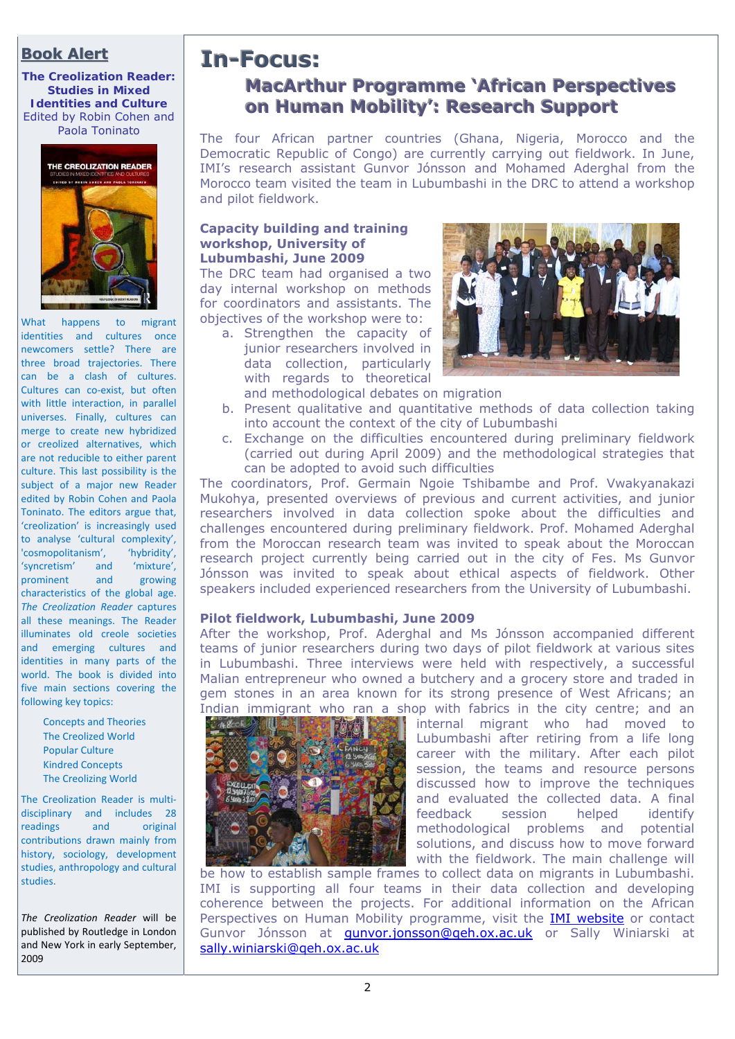## Book Alert

**The Creolization Reader: Studies in Mixed Identities and Culture**
Edited by Robin Cohen and Paola Toninato

What happens to migrant identities and cultures once newcomers settle? There are three broad trajectories. There can be a clash of cultures. Cultures can co-exist, but often with little interaction, in parallel universes. Finally, cultures can merge to create new hybridized or creolized alternatives, which are not reducible to either parent culture. This last possibility is the subject of a major new Reader edited by Robin Cohen and Paola Toninato. The editors argue that, 'creolization' is increasingly used to analyse 'cultural complexity', 'cosmopolitanism', 'hybridity', 'syncretism' and 'mixture', prominent and growing characteristics of the global age. *The Creolization Reader* captures all these meanings. The Reader illuminates old creole societies and emerging cultures and identities in many parts of the world. The book is divided into five main sections covering the following key topics:

- Concepts and Theories
- The Creolized World
- Popular Culture
- Kindred Concepts
- The Creolizing World

The Creolization Reader is multi-disciplinary and includes 28 readings and original contributions drawn mainly from history, sociology, development studies, anthropology and cultural studies.

*The Creolization Reader* will be published by Routledge in London and New York in early September, 2009

# In-Focus:

## MacArthur Programme 'African Perspectives on Human Mobility': Research Support

The four African partner countries (Ghana, Nigeria, Morocco and the Democratic Republic of Congo) are currently carrying out fieldwork. In June, IMI's research assistant Gunvor Jónsson and Mohamed Aderghal from the Morocco team visited the team in Lubumbashi in the DRC to attend a workshop and pilot fieldwork.

### Capacity building and training workshop, University of Lubumbashi, June 2009

The DRC team had organised a two day internal workshop on methods for coordinators and assistants. The objectives of the workshop were to:

a. Strengthen the capacity of junior researchers involved in data collection, particularly with regards to theoretical and methodological debates on migration
b. Present qualitative and quantitative methods of data collection taking into account the context of the city of Lubumbashi
c. Exchange on the difficulties encountered during preliminary fieldwork (carried out during April 2009) and the methodological strategies that can be adopted to avoid such difficulties

The coordinators, Prof. Germain Ngoie Tshibambe and Prof. Vwakyanakazi Mukohya, presented overviews of previous and current activities, and junior researchers involved in data collection spoke about the difficulties and challenges encountered during preliminary fieldwork. Prof. Mohamed Aderghal from the Moroccan research team was invited to speak about the Moroccan research project currently being carried out in the city of Fes. Ms Gunvor Jónsson was invited to speak about ethical aspects of fieldwork. Other speakers included experienced researchers from the University of Lubumbashi.

### Pilot fieldwork, Lubumbashi, June 2009

After the workshop, Prof. Aderghal and Ms Jónsson accompanied different teams of junior researchers during two days of pilot fieldwork at various sites in Lubumbashi. Three interviews were held with respectively, a successful Malian entrepreneur who owned a butchery and a grocery store and traded in gem stones in an area known for its strong presence of West Africans; an Indian immigrant who ran a shop with fabrics in the city centre; and an internal migrant who had moved to Lubumbashi after retiring from a life long career with the military. After each pilot session, the teams and resource persons discussed how to improve the techniques and evaluated the collected data. A final feedback session helped identify methodological problems and potential solutions, and discuss how to move forward with the fieldwork. The main challenge will be how to establish sample frames to collect data on migrants in Lubumbashi. IMI is supporting all four teams in their data collection and developing coherence between the projects. For additional information on the African Perspectives on Human Mobility programme, visit the IMI website or contact Gunvor Jónsson at gunvor.jonsson@qeh.ox.ac.uk or Sally Winiarski at sally.winiarski@qeh.ox.ac.uk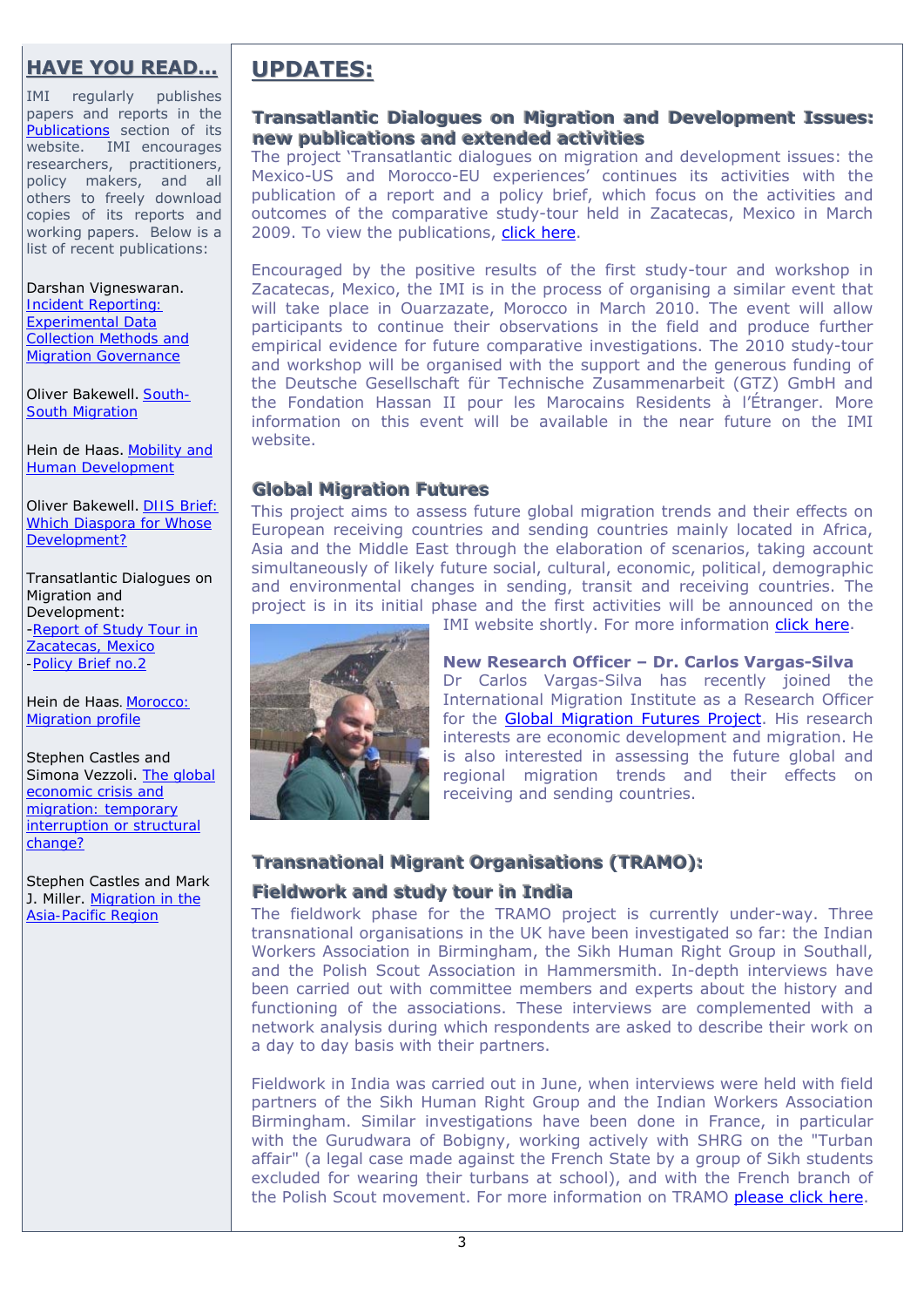## HAVE YOU READ...

IMI regularly publishes papers and reports in the Publications section of its website. IMI encourages researchers, practitioners, policy makers, and all others to freely download copies of its reports and working papers. Below is a list of recent publications:

Darshan Vigneswaran. Incident Reporting: Experimental Data Collection Methods and Migration Governance

Oliver Bakewell. South-South Migration

Hein de Haas. Mobility and Human Development

Oliver Bakewell. DIIS Brief: Which Diaspora for Whose Development?

Transatlantic Dialogues on Migration and Development:
-Report of Study Tour in Zacatecas, Mexico
-Policy Brief no.2

Hein de Haas. Morocco: Migration profile

Stephen Castles and Simona Vezzoli. The global economic crisis and migration: temporary interruption or structural change?

Stephen Castles and Mark J. Miller. Migration in the Asia-Pacific Region

## UPDATES:

### Transatlantic Dialogues on Migration and Development Issues: new publications and extended activities

The project 'Transatlantic dialogues on migration and development issues: the Mexico-US and Morocco-EU experiences' continues its activities with the publication of a report and a policy brief, which focus on the activities and outcomes of the comparative study-tour held in Zacatecas, Mexico in March 2009. To view the publications, click here.

Encouraged by the positive results of the first study-tour and workshop in Zacatecas, Mexico, the IMI is in the process of organising a similar event that will take place in Ouarzazate, Morocco in March 2010. The event will allow participants to continue their observations in the field and produce further empirical evidence for future comparative investigations. The 2010 study-tour and workshop will be organised with the support and the generous funding of the Deutsche Gesellschaft für Technische Zusammenarbeit (GTZ) GmbH and the Fondation Hassan II pour les Marocains Residents à l'Étranger. More information on this event will be available in the near future on the IMI website.

### Global Migration Futures

This project aims to assess future global migration trends and their effects on European receiving countries and sending countries mainly located in Africa, Asia and the Middle East through the elaboration of scenarios, taking account simultaneously of likely future social, cultural, economic, political, demographic and environmental changes in sending, transit and receiving countries. The project is in its initial phase and the first activities will be announced on the IMI website shortly. For more information click here.

**New Research Officer – Dr. Carlos Vargas-Silva**

Dr Carlos Vargas-Silva has recently joined the International Migration Institute as a Research Officer for the Global Migration Futures Project. His research interests are economic development and migration. He is also interested in assessing the future global and regional migration trends and their effects on receiving and sending countries.

### Transnational Migrant Organisations (TRAMO): Fieldwork and study tour in India

The fieldwork phase for the TRAMO project is currently under-way. Three transnational organisations in the UK have been investigated so far: the Indian Workers Association in Birmingham, the Sikh Human Right Group in Southall, and the Polish Scout Association in Hammersmith. In-depth interviews have been carried out with committee members and experts about the history and functioning of the associations. These interviews are complemented with a network analysis during which respondents are asked to describe their work on a day to day basis with their partners.

Fieldwork in India was carried out in June, when interviews were held with field partners of the Sikh Human Right Group and the Indian Workers Association Birmingham. Similar investigations have been done in France, in particular with the Gurudwara of Bobigny, working actively with SHRG on the "Turban affair" (a legal case made against the French State by a group of Sikh students excluded for wearing their turbans at school), and with the French branch of the Polish Scout movement. For more information on TRAMO please click here.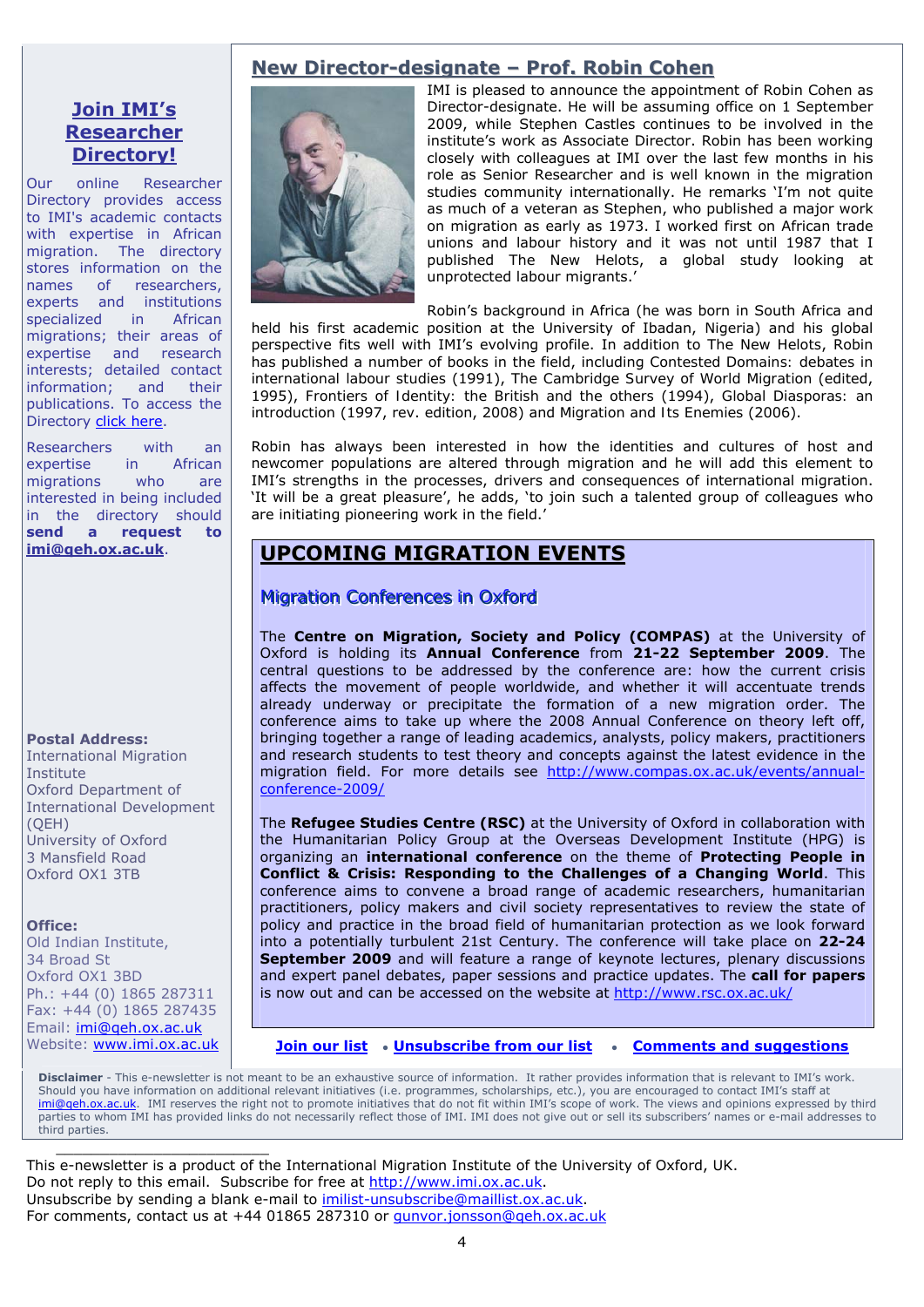## New Director-designate – Prof. Robin Cohen

IMI is pleased to announce the appointment of Robin Cohen as Director-designate. He will be assuming office on 1 September 2009, while Stephen Castles continues to be involved in the institute's work as Associate Director. Robin has been working closely with colleagues at IMI over the last few months in his role as Senior Researcher and is well known in the migration studies community internationally. He remarks 'I'm not quite as much of a veteran as Stephen, who published a major work on migration as early as 1973. I worked first on African trade unions and labour history and it was not until 1987 that I published The New Helots, a global study looking at unprotected labour migrants.'

Robin's background in Africa (he was born in South Africa and held his first academic position at the University of Ibadan, Nigeria) and his global perspective fits well with IMI's evolving profile. In addition to The New Helots, Robin has published a number of books in the field, including Contested Domains: debates in international labour studies (1991), The Cambridge Survey of World Migration (edited, 1995), Frontiers of Identity: the British and the others (1994), Global Diasporas: an introduction (1997, rev. edition, 2008) and Migration and Its Enemies (2006).

Robin has always been interested in how the identities and cultures of host and newcomer populations are altered through migration and he will add this element to IMI's strengths in the processes, drivers and consequences of international migration. 'It will be a great pleasure', he adds, 'to join such a talented group of colleagues who are initiating pioneering work in the field.'

## UPCOMING MIGRATION EVENTS

### Migration Conferences in Oxford

The **Centre on Migration, Society and Policy (COMPAS)** at the University of Oxford is holding its **Annual Conference** from **21-22 September 2009**. The central questions to be addressed by the conference are: how the current crisis affects the movement of people worldwide, and whether it will accentuate trends already underway or precipitate the formation of a new migration order. The conference aims to take up where the 2008 Annual Conference on theory left off, bringing together a range of leading academics, analysts, policy makers, practitioners and research students to test theory and concepts against the latest evidence in the migration field. For more details see http://www.compas.ox.ac.uk/events/annual-conference-2009/

The **Refugee Studies Centre (RSC)** at the University of Oxford in collaboration with the Humanitarian Policy Group at the Overseas Development Institute (HPG) is organizing an **international conference** on the theme of **Protecting People in Conflict & Crisis: Responding to the Challenges of a Changing World**. This conference aims to convene a broad range of academic researchers, humanitarian practitioners, policy makers and civil society representatives to review the state of policy and practice in the broad field of humanitarian protection as we look forward into a potentially turbulent 21st Century. The conference will take place on **22-24 September 2009** and will feature a range of keynote lectures, plenary discussions and expert panel debates, paper sessions and practice updates. The **call for papers** is now out and can be accessed on the website at http://www.rsc.ox.ac.uk/

**Join our list** • **Unsubscribe from our list** • **Comments and suggestions**

## Join IMI's Researcher Directory!

Our online Researcher Directory provides access to IMI's academic contacts with expertise in African migration. The directory stores information on the names of researchers, experts and institutions specialized in African migrations; their areas of expertise and research interests; detailed contact information; and their publications. To access the Directory click here.

Researchers with an expertise in African migrations who are interested in being included in the directory should **send a request to imi@qeh.ox.ac.uk**.

**Postal Address:**
International Migration Institute
Oxford Department of International Development (QEH)
University of Oxford
3 Mansfield Road
Oxford OX1 3TB

**Office:**
Old Indian Institute,
34 Broad St
Oxford OX1 3BD
Ph.: +44 (0) 1865 287311
Fax: +44 (0) 1865 287435
Email: imi@qeh.ox.ac.uk
Website: www.imi.ox.ac.uk

**Disclaimer** - This e-newsletter is not meant to be an exhaustive source of information. It rather provides information that is relevant to IMI's work. Should you have information on additional relevant initiatives (i.e. programmes, scholarships, etc.), you are encouraged to contact IMI's staff at imi@qeh.ox.ac.uk. IMI reserves the right not to promote initiatives that do not fit within IMI's scope of work. The views and opinions expressed by third parties to whom IMI has provided links do not necessarily reflect those of IMI. IMI does not give out or sell its subscribers' names or e-mail addresses to third parties.

---

This e-newsletter is a product of the International Migration Institute of the University of Oxford, UK.
Do not reply to this email. Subscribe for free at http://www.imi.ox.ac.uk.
Unsubscribe by sending a blank e-mail to imilist-unsubscribe@maillist.ox.ac.uk.
For comments, contact us at +44 01865 287310 or gunvor.jonsson@qeh.ox.ac.uk